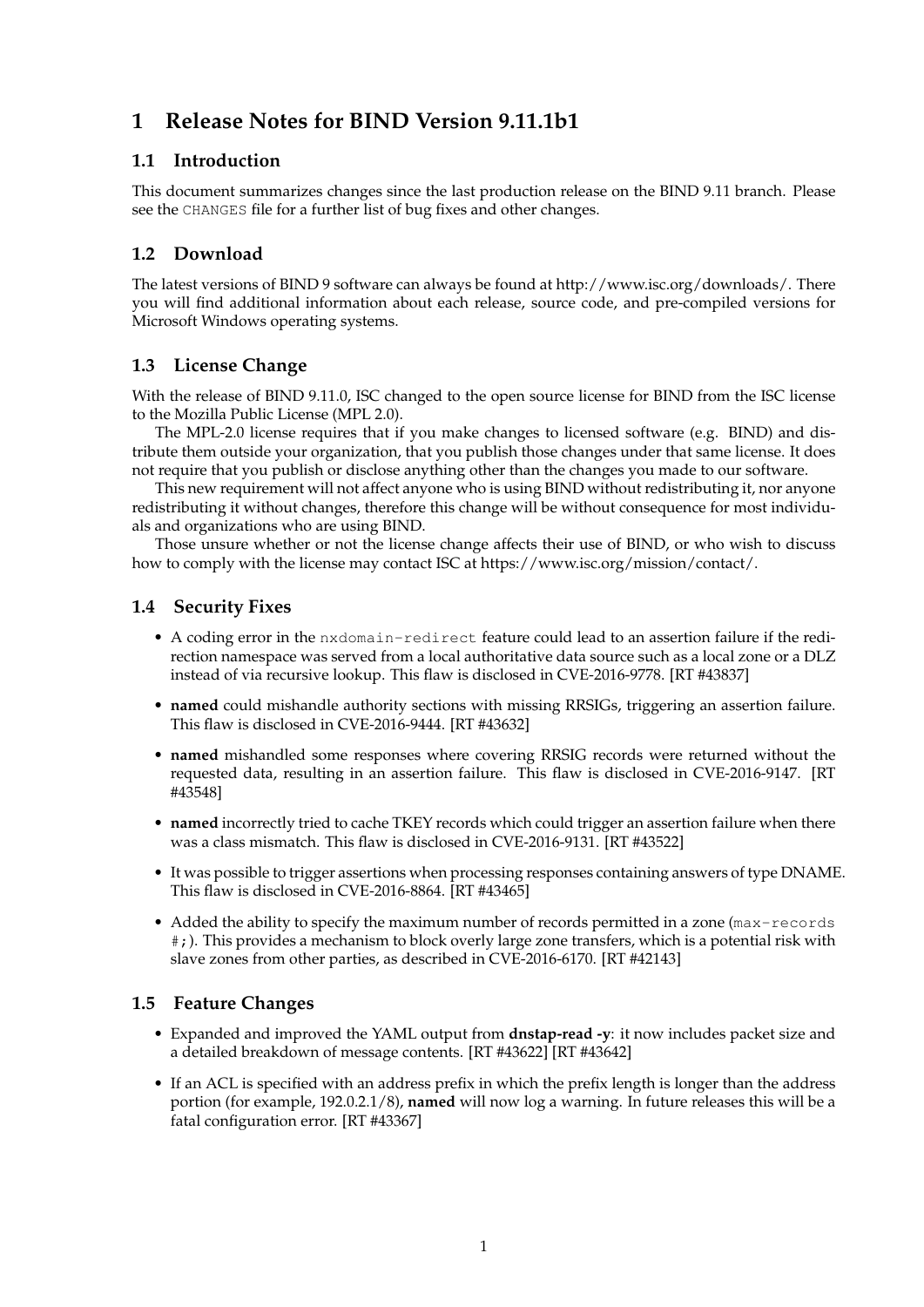# 1 Release Notes for BIND Version 9.11.1b1

## 1.1 Introduction

This document summarizes changes since the last production release on the BIND 9.11 branch. Please see the `CHANGES` file for a further list of bug fixes and other changes.

## 1.2 Download

The latest versions of BIND 9 software can always be found at http://www.isc.org/downloads/. There you will find additional information about each release, source code, and pre-compiled versions for Microsoft Windows operating systems.

## 1.3 License Change

With the release of BIND 9.11.0, ISC changed to the open source license for BIND from the ISC license to the Mozilla Public License (MPL 2.0).

The MPL-2.0 license requires that if you make changes to licensed software (e.g. BIND) and distribute them outside your organization, that you publish those changes under that same license. It does not require that you publish or disclose anything other than the changes you made to our software.

This new requirement will not affect anyone who is using BIND without redistributing it, nor anyone redistributing it without changes, therefore this change will be without consequence for most individuals and organizations who are using BIND.

Those unsure whether or not the license change affects their use of BIND, or who wish to discuss how to comply with the license may contact ISC at https://www.isc.org/mission/contact/.

## 1.4 Security Fixes

- A coding error in the `nxdomain-redirect` feature could lead to an assertion failure if the redirection namespace was served from a local authoritative data source such as a local zone or a DLZ instead of via recursive lookup. This flaw is disclosed in CVE-2016-9778. [RT #43837]
- **named** could mishandle authority sections with missing RRSIGs, triggering an assertion failure. This flaw is disclosed in CVE-2016-9444. [RT #43632]
- **named** mishandled some responses where covering RRSIG records were returned without the requested data, resulting in an assertion failure. This flaw is disclosed in CVE-2016-9147. [RT #43548]
- **named** incorrectly tried to cache TKEY records which could trigger an assertion failure when there was a class mismatch. This flaw is disclosed in CVE-2016-9131. [RT #43522]
- It was possible to trigger assertions when processing responses containing answers of type DNAME. This flaw is disclosed in CVE-2016-8864. [RT #43465]
- Added the ability to specify the maximum number of records permitted in a zone (`max-records #;`). This provides a mechanism to block overly large zone transfers, which is a potential risk with slave zones from other parties, as described in CVE-2016-6170. [RT #42143]

## 1.5 Feature Changes

- Expanded and improved the YAML output from **dnstap-read -y**: it now includes packet size and a detailed breakdown of message contents. [RT #43622] [RT #43642]
- If an ACL is specified with an address prefix in which the prefix length is longer than the address portion (for example, 192.0.2.1/8), **named** will now log a warning. In future releases this will be a fatal configuration error. [RT #43367]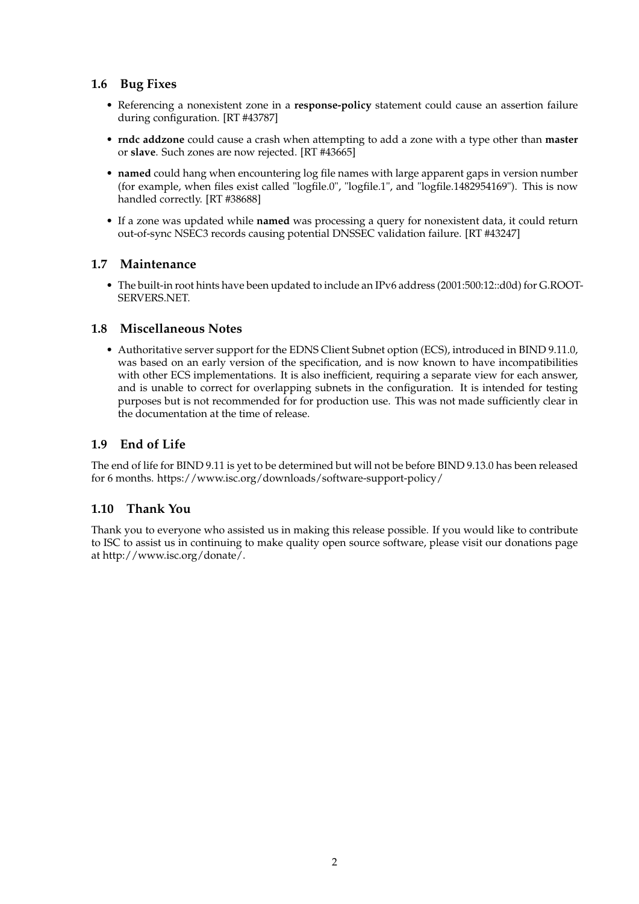## 1.6 Bug Fixes

- Referencing a nonexistent zone in a **response-policy** statement could cause an assertion failure during configuration. [RT #43787]
- **rndc addzone** could cause a crash when attempting to add a zone with a type other than **master** or **slave**. Such zones are now rejected. [RT #43665]
- **named** could hang when encountering log file names with large apparent gaps in version number (for example, when files exist called "logfile.0", "logfile.1", and "logfile.1482954169"). This is now handled correctly. [RT #38688]
- If a zone was updated while **named** was processing a query for nonexistent data, it could return out-of-sync NSEC3 records causing potential DNSSEC validation failure. [RT #43247]

## 1.7 Maintenance

- The built-in root hints have been updated to include an IPv6 address (2001:500:12::d0d) for G.ROOT-SERVERS.NET.

## 1.8 Miscellaneous Notes

- Authoritative server support for the EDNS Client Subnet option (ECS), introduced in BIND 9.11.0, was based on an early version of the specification, and is now known to have incompatibilities with other ECS implementations. It is also inefficient, requiring a separate view for each answer, and is unable to correct for overlapping subnets in the configuration. It is intended for testing purposes but is not recommended for for production use. This was not made sufficiently clear in the documentation at the time of release.

## 1.9 End of Life

The end of life for BIND 9.11 is yet to be determined but will not be before BIND 9.13.0 has been released for 6 months. https://www.isc.org/downloads/software-support-policy/

## 1.10 Thank You

Thank you to everyone who assisted us in making this release possible. If you would like to contribute to ISC to assist us in continuing to make quality open source software, please visit our donations page at http://www.isc.org/donate/.